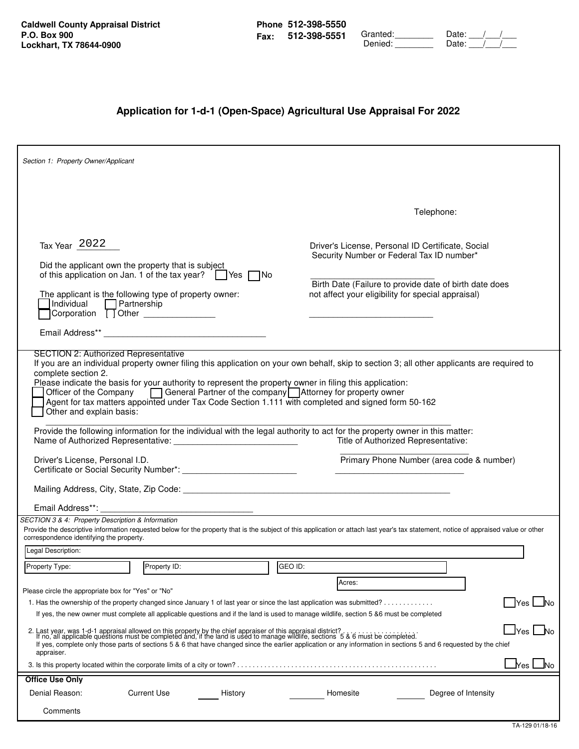**Caldwell County Appraisal District**
**P.O. Box 900**
**Lockhart, TX 78644-0900**

**Phone 512-398-5550**
**Fax: 512-398-5551**

Granted: ________ Date: ___/___/___
Denied: ________ Date: ___/___/___

## Application for 1-d-1 (Open-Space) Agricultural Use Appraisal For 2022

*Section 1: Property Owner/Applicant*

Telephone:

Tax Year 2022

Driver's License, Personal ID Certificate, Social Security Number or Federal Tax ID number*

Did the applicant own the property that is subject of this application on Jan. 1 of the tax year? ☐ Yes ☐ No

Birth Date (Failure to provide date of birth date does not affect your eligibility for special appraisal)

The applicant is the following type of property owner:
☐ Individual ☐ Partnership
☐ Corporation [ ] Other _______________

Email Address** ___________________________________

SECTION 2: Authorized Representative

If you are an individual property owner filing this application on your own behalf, skip to section 3; all other applicants are required to complete section 2.

Please indicate the basis for your authority to represent the property owner in filing this application:

☐ Officer of the Company ☐ General Partner of the company ☐ Attorney for property owner
☐ Agent for tax matters appointed under Tax Code Section 1.111 with completed and signed form 50-162
☐ Other and explain basis:

Provide the following information for the individual with the legal authority to act for the property owner in this matter:

Name of Authorized Representative: ___________________________ Title of Authorized Representative: ___________________________

Driver's License, Personal I.D. Certificate or Social Security Number*: ________________________

Primary Phone Number (area code & number) ___________________________

Mailing Address, City, State, Zip Code: ___________________________________________________________

Email Address**: ________________________________

*SECTION 3 & 4: Property Description & Information*

Provide the descriptive information requested below for the property that is the subject of this application or attach last year's tax statement, notice of appraised value or other correspondence identifying the property.

Legal Description:

Property Type: Property ID: GEO ID:

Acres:

Please circle the appropriate box for "Yes" or "No"

1. Has the ownership of the property changed since January 1 of last year or since the last application was submitted? ............. ☐ Yes ☐ No

   If yes, the new owner must complete all applicable questions and if the land is used to manage wildlife, section 5 &6 must be completed

2. Last year, was 1-d-1 appraisal allowed on this property by the chief appraiser of this appraisal district? .................... ☐ Yes ☐ No

   If no, all applicable questions must be completed and, if the land is used to manage wildlife, sections 5 & 6 must be completed.
   If yes, complete only those parts of sections 5 & 6 that have changed since the earlier application or any information in sections 5 and 6 requested by the chief appraiser.

3. Is this property located within the corporate limits of a city or town? .................................................. ☐ Yes ☐ No

**Office Use Only**

Denial Reason: Current Use _____ History _____ Homesite _____ Degree of Intensity

Comments

TA-129 01/18-16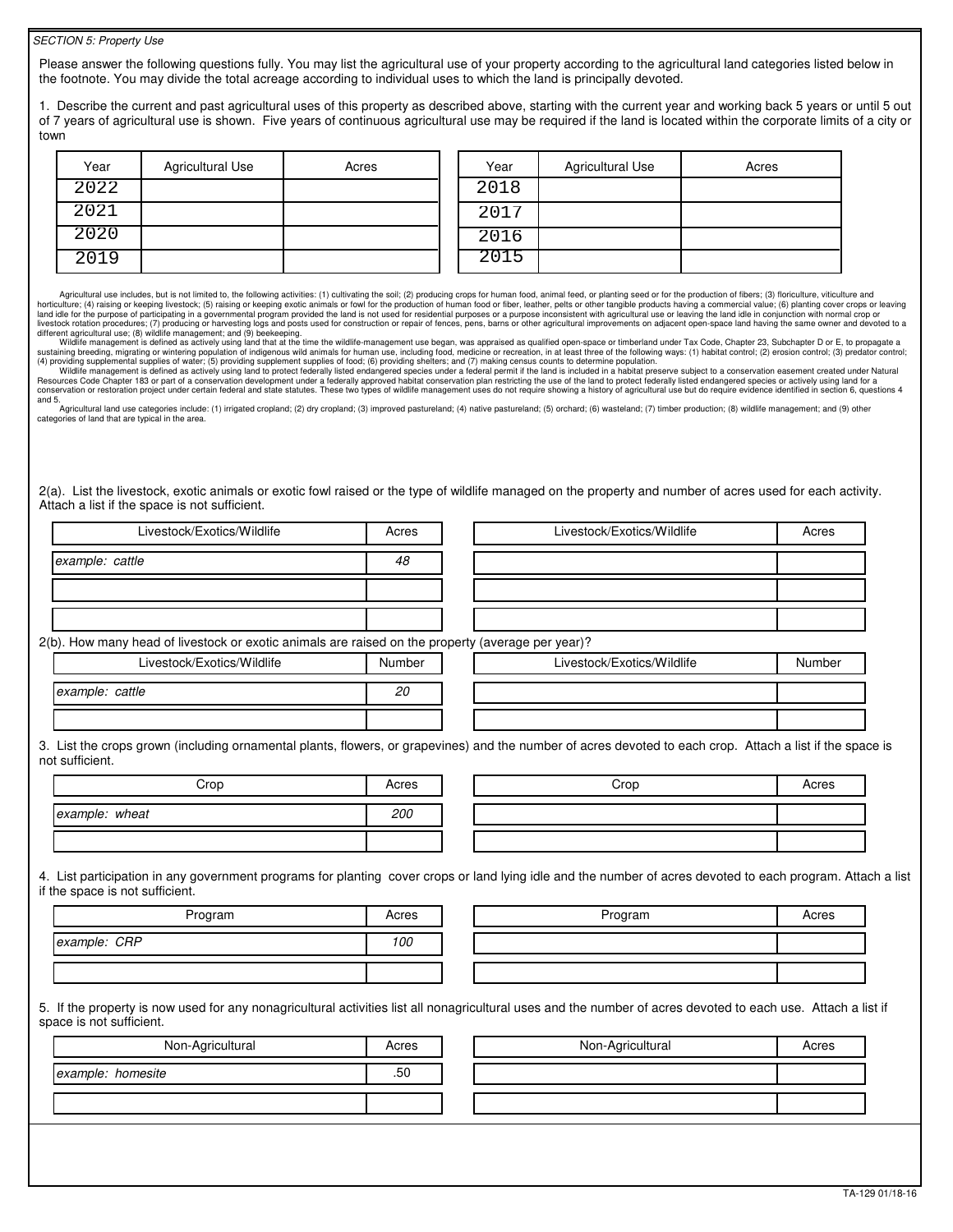*SECTION 5: Property Use*

Please answer the following questions fully. You may list the agricultural use of your property according to the agricultural land categories listed below in the footnote. You may divide the total acreage according to individual uses to which the land is principally devoted.

1. Describe the current and past agricultural uses of this property as described above, starting with the current year and working back 5 years or until 5 out of 7 years of agricultural use is shown. Five years of continuous agricultural use may be required if the land is located within the corporate limits of a city or town

| Year | Agricultural Use | Acres |
|---|---|---|
| 2022 | | |
| 2021 | | |
| 2020 | | |
| 2019 | | |

| Year | Agricultural Use | Acres |
|---|---|---|
| 2018 | | |
| 2017 | | |
| 2016 | | |
| 2015 | | |

Agricultural use includes, but is not limited to, the following activities: (1) cultivating the soil; (2) producing crops for human food, animal feed, or planting seed or for the production of fibers; (3) floriculture, viticulture and horticulture; (4) raising or keeping livestock; (5) raising or keeping exotic animals or fowl for the production of human food or fiber, leather, pelts or other tangible products having a commercial value; (6) planting cover crops or leaving land idle for the purpose of participating in a governmental program provided the land is not used for residential purposes or a purpose inconsistent with agricultural use or leaving the land idle in conjunction with normal crop or livestock rotation procedures; (7) producing or harvesting logs and posts used for construction or repair of fences, pens, barns or other agricultural improvements on adjacent open-space land having the same owner and devoted to a different agricultural use; (8) wildlife management; and (9) beekeeping.

Wildlife management is defined as actively using land that at the time the wildlife-management use began, was appraised as qualified open-space or timberland under Tax Code, Chapter 23, Subchapter D or E, to propagate a sustaining breeding, migrating or wintering population of indigenous wild animals for human use, including food, medicine or recreation, in at least three of the following ways: (1) habitat control; (2) erosion control; (3) predator control; (4) providing supplemental supplies of water; (5) providing supplement supplies of food; (6) providing shelters; and (7) making census counts to determine population.

Wildlife management is defined as actively using land to protect federally listed endangered species under a federal permit if the land is included in a habitat preserve subject to a conservation easement created under Natural Resources Code Chapter 183 or part of a conservation development under a federally approved habitat conservation plan restricting the use of the land to protect federally listed endangered species or actively using land for a conservation or restoration project under certain federal and state statutes. These two types of wildlife management uses do not require showing a history of agricultural use but do require evidence identified in section 6, questions 4 and 5.

Agricultural land use categories include: (1) irrigated cropland; (2) dry cropland; (3) improved pastureland; (4) native pastureland; (5) orchard; (6) wasteland; (7) timber production; (8) wildlife management; and (9) other categories of land that are typical in the area.

2(a). List the livestock, exotic animals or exotic fowl raised or the type of wildlife managed on the property and number of acres used for each activity. Attach a list if the space is not sufficient.

| Livestock/Exotics/Wildlife | Acres | Livestock/Exotics/Wildlife | Acres |
|---|---|---|---|
| *example: cattle* | *48* | | |
| | | | |
| | | | |

2(b). How many head of livestock or exotic animals are raised on the property (average per year)?

| Livestock/Exotics/Wildlife | Number | Livestock/Exotics/Wildlife | Number |
|---|---|---|---|
| *example: cattle* | *20* | | |
| | | | |

3. List the crops grown (including ornamental plants, flowers, or grapevines) and the number of acres devoted to each crop. Attach a list if the space is not sufficient.

| Crop | Acres | Crop | Acres |
|---|---|---|---|
| *example: wheat* | *200* | | |
| | | | |

4. List participation in any government programs for planting cover crops or land lying idle and the number of acres devoted to each program. Attach a list if the space is not sufficient.

| Program | Acres | Program | Acres |
|---|---|---|---|
| *example: CRP* | *100* | | |
| | | | |

5. If the property is now used for any nonagricultural activities list all nonagricultural uses and the number of acres devoted to each use. Attach a list if space is not sufficient.

| Non-Agricultural | Acres | Non-Agricultural | Acres |
|---|---|---|---|
| *example: homesite* | .50 | | |
| | | | |

TA-129 01/18-16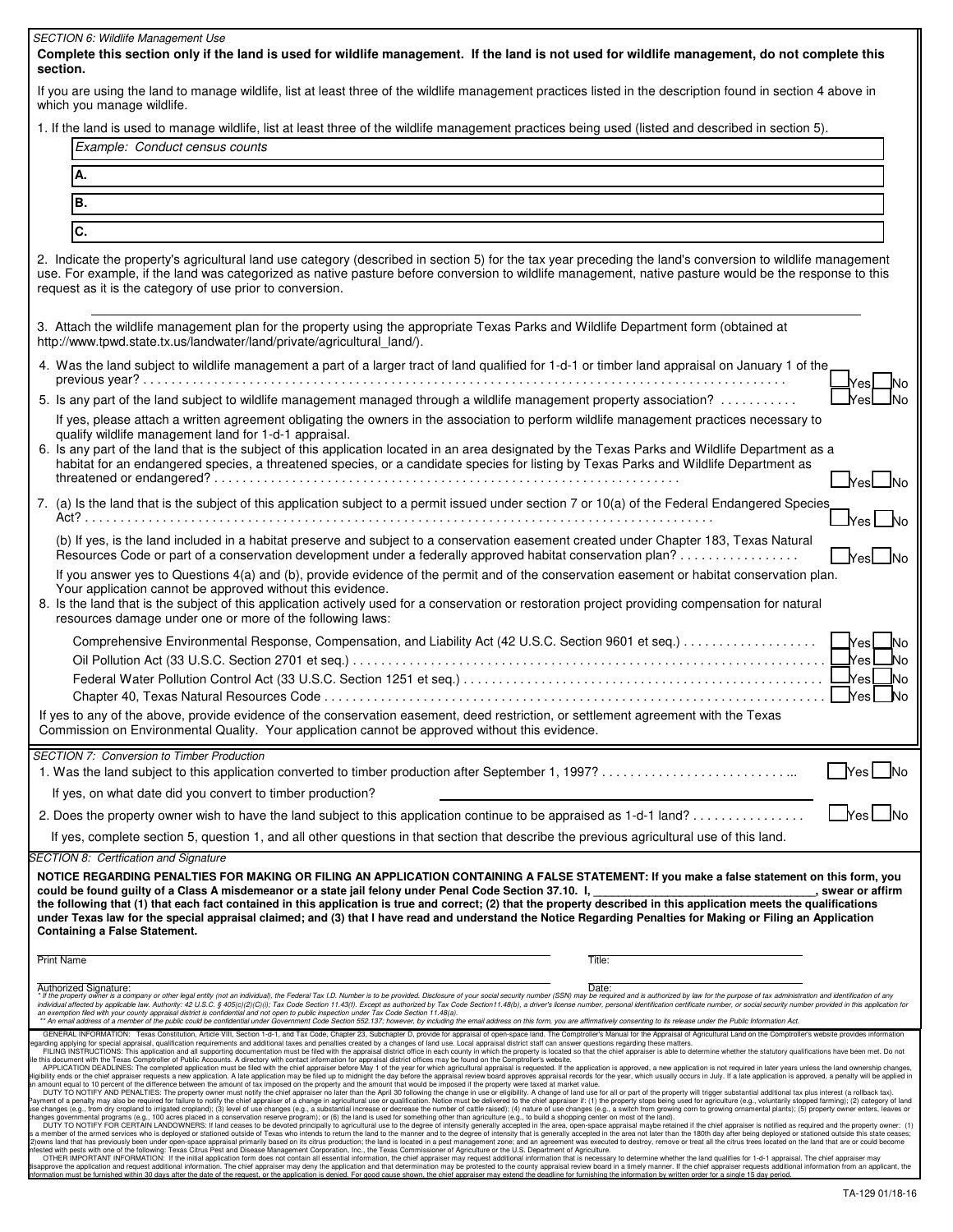*SECTION 6: Wildlife Management Use*

**Complete this section only if the land is used for wildlife management. If the land is not used for wildlife management, do not complete this section.**

If you are using the land to manage wildlife, list at least three of the wildlife management practices listed in the description found in section 4 above in which you manage wildlife.

1. If the land is used to manage wildlife, list at least three of the wildlife management practices being used (listed and described in section 5).

*Example: Conduct census counts*

A. ______

B. ______

C. ______

2. Indicate the property's agricultural land use category (described in section 5) for the tax year preceding the land's conversion to wildlife management use. For example, if the land was categorized as native pasture before conversion to wildlife management, native pasture would be the response to this request as it is the category of use prior to conversion.

______

3. Attach the wildlife management plan for the property using the appropriate Texas Parks and Wildlife Department form (obtained at http://www.tpwd.state.tx.us/landwater/land/private/agricultural_land/).

4. Was the land subject to wildlife management a part of a larger tract of land qualified for 1-d-1 or timber land appraisal on January 1 of the previous year? . . . . . . . . . . ☐ Yes ☐ No

5. Is any part of the land subject to wildlife management managed through a wildlife management property association? . . . . . . . . . . ☐ Yes ☐ No

If yes, please attach a written agreement obligating the owners in the association to perform wildlife management practices necessary to qualify wildlife management land for 1-d-1 appraisal.

6. Is any part of the land that is the subject of this application located in an area designated by the Texas Parks and Wildlife Department as a habitat for an endangered species, a threatened species, or a candidate species for listing by Texas Parks and Wildlife Department as threatened or endangered? . . . . . . . . . . ☐ Yes ☐ No

7. (a) Is the land that is the subject of this application subject to a permit issued under section 7 or 10(a) of the Federal Endangered Species Act? . . . . . . . . . . ☐ Yes ☐ No

(b) If yes, is the land included in a habitat preserve and subject to a conservation easement created under Chapter 183, Texas Natural Resources Code or part of a conservation development under a federally approved habitat conservation plan? . . . . . . . . . . ☐ Yes ☐ No

If you answer yes to Questions 4(a) and (b), provide evidence of the permit and of the conservation easement or habitat conservation plan. Your application cannot be approved without this evidence.

8. Is the land that is the subject of this application actively used for a conservation or restoration project providing compensation for natural resources damage under one or more of the following laws:

Comprehensive Environmental Response, Compensation, and Liability Act (42 U.S.C. Section 9601 et seq.) . . . . . . . . . . ☐ Yes ☐ No

Oil Pollution Act (33 U.S.C. Section 2701 et seq.) . . . . . . . . . . ☐ Yes ☐ No

Federal Water Pollution Control Act (33 U.S.C. Section 1251 et seq.) . . . . . . . . . . ☐ Yes ☐ No

Chapter 40, Texas Natural Resources Code . . . . . . . . . . ☐ Yes ☐ No

If yes to any of the above, provide evidence of the conservation easement, deed restriction, or settlement agreement with the Texas Commission on Environmental Quality. Your application cannot be approved without this evidence.

*SECTION 7: Conversion to Timber Production*

1. Was the land subject to this application converted to timber production after September 1, 1997? . . . . . . . . . . ☐ Yes ☐ No

If yes, on what date did you convert to timber production? ______

2. Does the property owner wish to have the land subject to this application continue to be appraised as 1-d-1 land? . . . . . . . . . . ☐ Yes ☐ No

If yes, complete section 5, question 1, and all other questions in that section that describe the previous agricultural use of this land.

*SECTION 8: Certfication and Signature*

**NOTICE REGARDING PENALTIES FOR MAKING OR FILING AN APPLICATION CONTAINING A FALSE STATEMENT: If you make a false statement on this form, you could be found guilty of a Class A misdemeanor or a state jail felony under Penal Code Section 37.10. I, ________________________________, swear or affirm the following that (1) that each fact contained in this application is true and correct; (2) that the property described in this application meets the qualifications under Texas law for the special appraisal claimed; and (3) that I have read and understand the Notice Regarding Penalties for Making or Filing an Application Containing a False Statement.**

Print Name ______________________ Title: ______________________

Authorized Signature: ______________________ Date: ______________________

\* If the property owner is a company or other legal entity (not an individual), the Federal Tax I.D. Number is to be provided. Disclosure of your social security number (SSN) may be required and is authorized by law for the purpose of tax administration and identification of any individual affected by applicable law. Authority: 42 U.S.C. § 405(c)(2)(C)(i); Tax Code Section 11.43(f). Except as authorized by Tax Code Section11.48(b), a driver's license number, personal identification certificate number, or social security number provided in this application for an exemption filed with your county appraisal district is confidential and not open to public inspection under Tax Code Section 11.48(a).

\*\* An email address of a member of the public could be confidential under Government Code Section 552.137; however, by including the email address on this form, you are affirmatively consenting to its release under the Public Information Act.

GENERAL INFORMATION: Texas Constitution, Article VIII, Section 1-d-1, and Tax Code, Chapter 23, Subchapter D, provide for appraisal of open-space land. The Comptroller's Manual for the Appraisal of Agricultural Land on the Comptroller's website provides information regarding applying for special appraisal, qualification requirements and additional taxes and penalties created by a changes of land use. Local appraisal district staff can answer questions regarding these matters.

FILING INSTRUCTIONS: This application and all supporting documentation must be filed with the appraisal district office in each county in which the property is located so that the chief appraiser is able to determine whether the statutory qualifications have been met. Do not file this document with the Texas Comptroller of Public Accounts. A directory with contact information for appraisal district offices may be found on the Comptroller's website.

APPLICATION DEADLINES: The completed application must be filed with the chief appraiser before May 1 of the year for which agricultural appraisal is requested. If the application is approved, a new application is not required in later years unless the land ownership changes, eligibility ends or the chief appraiser requests a new application. A late application may be filed up to midnight the day before the appraisal review board approves appraisal records for the year, which usually occurs in July. If a late application is approved, a penalty will be applied in an amount equal to 10 percent of the difference between the amount of tax imposed on the property and the amount that would be imposed if the property were taxed at market value.

DUTY TO NOTIFY AND PENALTIES: The property owner must notify the chief appraiser no later than the April 30 following the change in use or eligibility. A change of land use for all or part of the property will trigger substantial additional tax plus interest (a rollback tax). Payment of a penalty may also be required for failure to notify the chief appraiser of a change in agricultural use or qualification. Notice must be delivered to the chief appraiser if: (1) the property stops being used for agriculture (e.g., voluntarily stopped farming); (2) category of land use changes (e.g., from dry cropland to irrigated cropland); (3) level of use changes (e.g., a substantial increase or decrease the number of cattle raised); (4) nature of use changes (e.g., a switch from growing corn to growing ornamental plants); (5) property owner enters, leaves or changes governmental programs (e.g., 100 acres placed in a conservation reserve program); or (6) the land is used for something other than agriculture (e.g., to build a shopping center on most of the land).

DUTY TO NOTIFY FOR CERTAIN LANDOWNERS: If land ceases to be devoted principally to agricultural use to the degree of intensity generally accepted in the area, open-space appraisal maybe retained if the chief appraiser is notified as required and the property owner: (1) is a member of the armed services who is deployed or stationed outside of Texas who intends to return the land to the manner and to the degree of intensity that is generally accepted in the area not later than the 180th day after being deploying or stationed outside this state ceases; (2)owns land that has previously been under open-space appraisal primarily based on its citrus production; the land is located in a pest management zone; and an agreement was executed to destroy, remove or treat all the citrus trees located on the land that are or could become infested with pests with one of the following: Texas Citrus Pest and Disease Management Corporation, Inc., the Texas Commissioner of Agriculture or the U.S. Department of Agriculture.

OTHER IMPORTANT INFORMATION: If the initial application form does not contain all essential information, the chief appraiser may request additional information that is necessary to determine whether the land qualifies for 1-d-1 appraisal. The chief appraiser may disapprove the application and request additional information. The chief appraiser may deny the application and that determination may be protested to the county appraisal review board in a timely manner. If the chief appraiser requests additional information from an applicant, the information must be furnished within 30 days after the date of the request, or the application is denied. For good cause shown, the chief appraiser may extend the deadline for furnishing the information by written order for a single 15 day period.

TA-129 01/18-16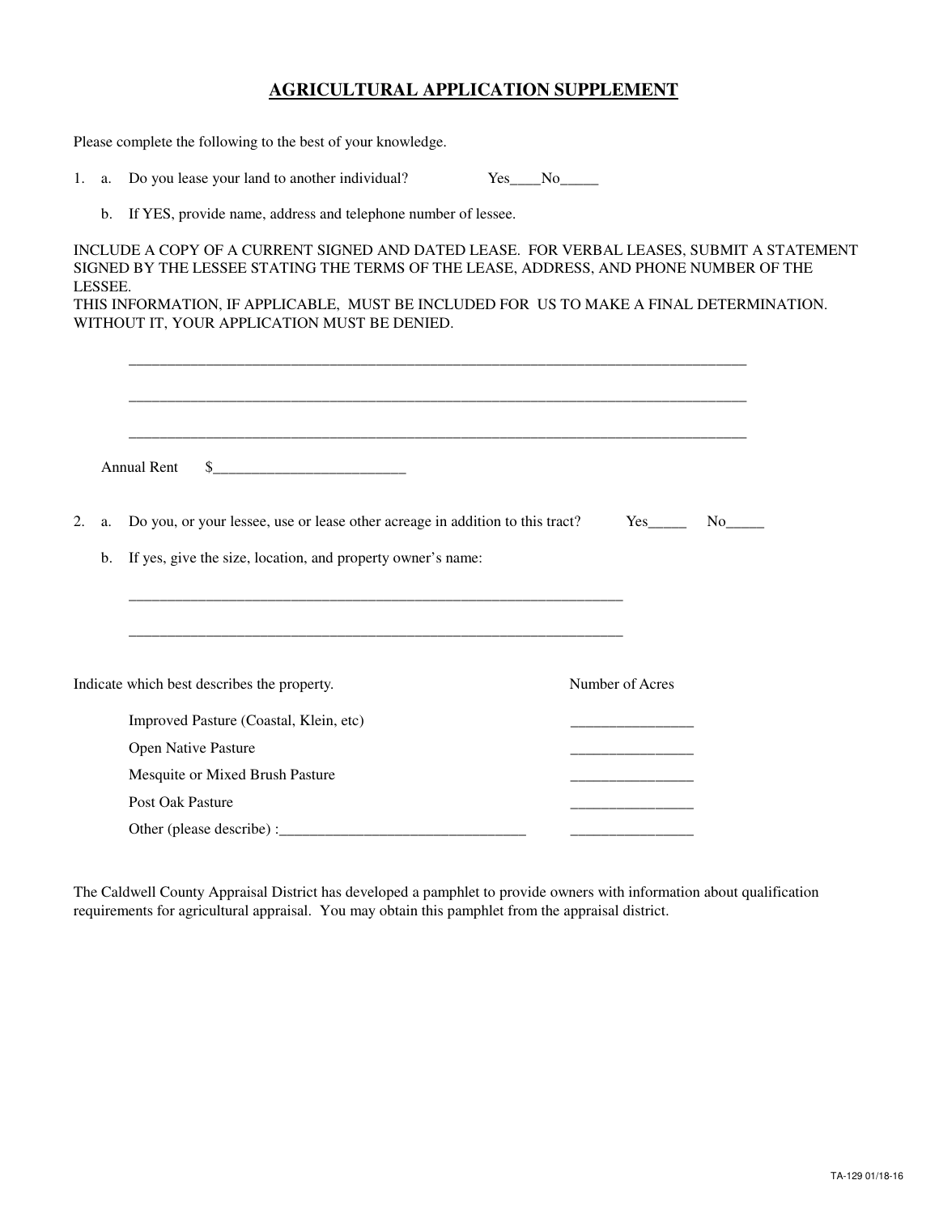# AGRICULTURAL APPLICATION SUPPLEMENT

Please complete the following to the best of your knowledge.

1. a. Do you lease your land to another individual? Yes____No_____

   b. If YES, provide name, address and telephone number of lessee.

INCLUDE A COPY OF A CURRENT SIGNED AND DATED LEASE. FOR VERBAL LEASES, SUBMIT A STATEMENT SIGNED BY THE LESSEE STATING THE TERMS OF THE LEASE, ADDRESS, AND PHONE NUMBER OF THE LESSEE.
THIS INFORMATION, IF APPLICABLE, MUST BE INCLUDED FOR US TO MAKE A FINAL DETERMINATION. WITHOUT IT, YOUR APPLICATION MUST BE DENIED.

_______________________________________________________________________________

_______________________________________________________________________________

_______________________________________________________________________________

Annual Rent $_________________________

2. a. Do you, or your lessee, use or lease other acreage in addition to this tract? Yes_____ No_____

   b. If yes, give the size, location, and property owner's name:

_____________________________________________________________________

_____________________________________________________________________

| Indicate which best describes the property. | Number of Acres |
|---|---|
| Improved Pasture (Coastal, Klein, etc) | ________________ |
| Open Native Pasture | ________________ |
| Mesquite or Mixed Brush Pasture | ________________ |
| Post Oak Pasture | ________________ |
| Other (please describe) :________________________________ | ________________ |

The Caldwell County Appraisal District has developed a pamphlet to provide owners with information about qualification requirements for agricultural appraisal. You may obtain this pamphlet from the appraisal district.

TA-129 01/18-16